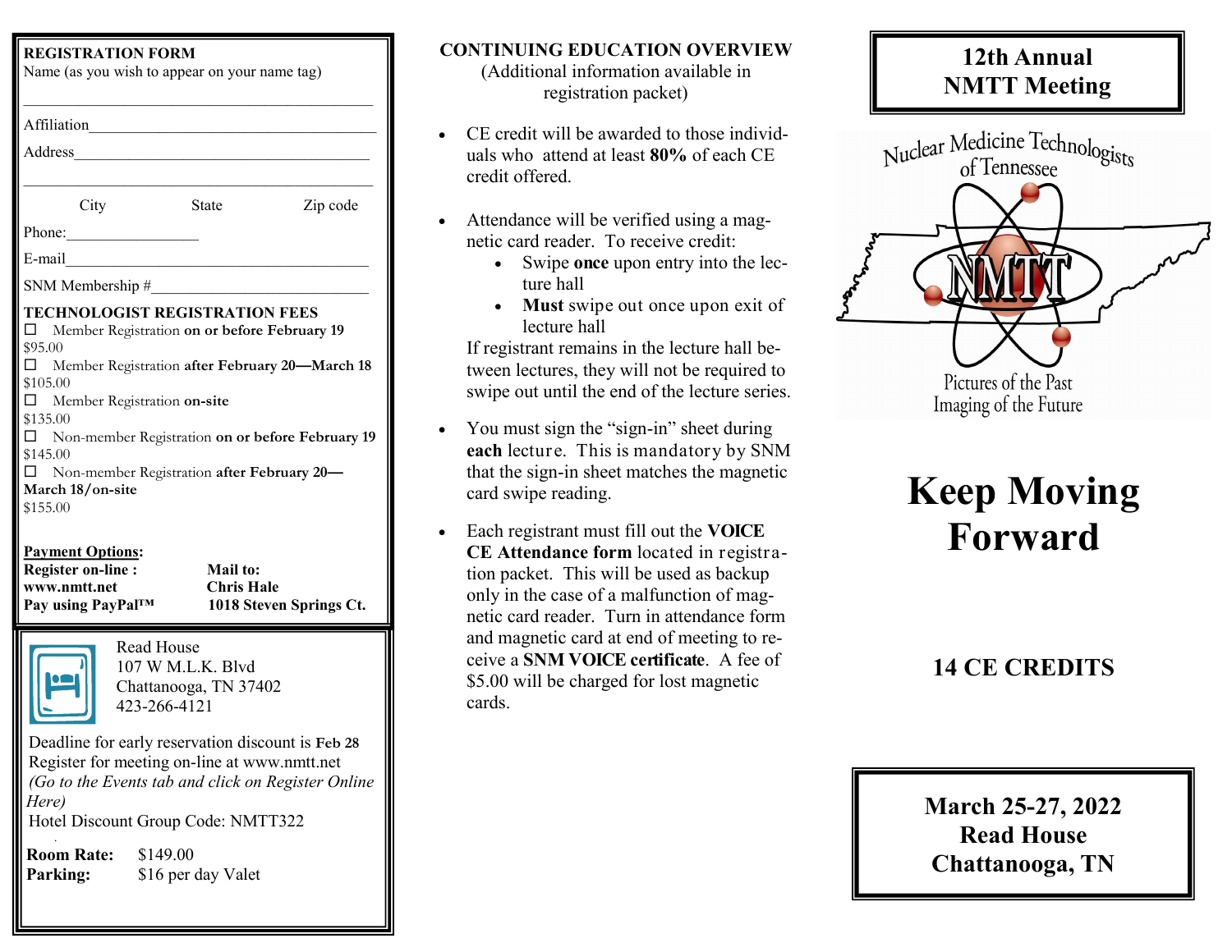## REGISTRATION FORM

Name (as you wish to appear on your name tag)

\_\_\_\_\_\_\_\_\_\_\_\_\_\_\_\_\_\_\_\_\_\_\_\_\_\_\_\_\_\_\_\_\_\_\_\_\_\_\_\_\_\_\_\_

Affiliation\_\_\_\_\_\_\_\_\_\_\_\_\_\_\_\_\_\_\_\_\_\_\_\_\_\_\_\_\_\_\_\_\_\_\_\_\_\_\_

Address\_\_\_\_\_\_\_\_\_\_\_\_\_\_\_\_\_\_\_\_\_\_\_\_\_\_\_\_\_\_\_\_\_\_\_\_\_\_\_\_

\_\_\_\_\_\_\_\_\_\_\_\_\_\_\_\_\_\_\_\_\_\_\_\_\_\_\_\_\_\_\_\_\_\_\_\_\_\_\_\_\_\_\_\_

City State Zip code

Phone:\_\_\_\_\_\_\_\_\_\_\_\_\_\_\_\_\_

E-mail\_\_\_\_\_\_\_\_\_\_\_\_\_\_\_\_\_\_\_\_\_\_\_\_\_\_\_\_\_\_\_\_\_\_\_\_\_\_\_\_\_

SNM Membership #\_\_\_\_\_\_\_\_\_\_\_\_\_\_\_\_\_\_\_\_\_\_\_\_\_\_\_\_

### TECHNOLOGIST REGISTRATION FEES

- ☐ Member Registration **on or before February 19** $95.00
- ☐ Member Registration **after February 20—March 18** $105.00
- ☐ Member Registration **on-site** $135.00
- ☐ Non-member Registration **on or before February 19** $145.00
- ☐ Non-member Registration **after February 20—March 18/on-site** $155.00

**Payment Options:**

**Register on-line :**
**www.nmtt.net**
**Pay using PayPal™**

**Mail to:**
**Chris Hale**
**1018 Steven Springs Ct.**

---

Read House
107 W M.L.K. Blvd
Chattanooga, TN 37402
423-266-4121

Deadline for early reservation discount is **Feb 28**
Register for meeting on-line at www.nmtt.net
*(Go to the Events tab and click on Register Online Here)*
Hotel Discount Group Code: NMTT322

**Room Rate:** $149.00
**Parking:** $16 per day Valet

---

## CONTINUING EDUCATION OVERVIEW

(Additional information available in registration packet)

- CE credit will be awarded to those individuals who attend at least **80%** of each CE credit offered.
- Attendance will be verified using a magnetic card reader. To receive credit:
  - Swipe **once** upon entry into the lecture hall
  - **Must** swipe out once upon exit of lecture hall

  If registrant remains in the lecture hall between lectures, they will not be required to swipe out until the end of the lecture series.
- You must sign the "sign-in" sheet during **each** lecture. This is mandatory by SNM that the sign-in sheet matches the magnetic card swipe reading.
- Each registrant must fill out the **VOICE CE Attendance form** located in registration packet. This will be used as backup only in the case of a malfunction of magnetic card reader. Turn in attendance form and magnetic card at end of meeting to receive a **SNM VOICE certificate**. A fee of $5.00 will be charged for lost magnetic cards.

---

# 12th Annual NMTT Meeting

Nuclear Medicine Technologists of Tennessee

NMTT

Pictures of the Past
Imaging of the Future

# Keep Moving Forward

## 14 CE CREDITS

**March 25-27, 2022**
**Read House**
**Chattanooga, TN**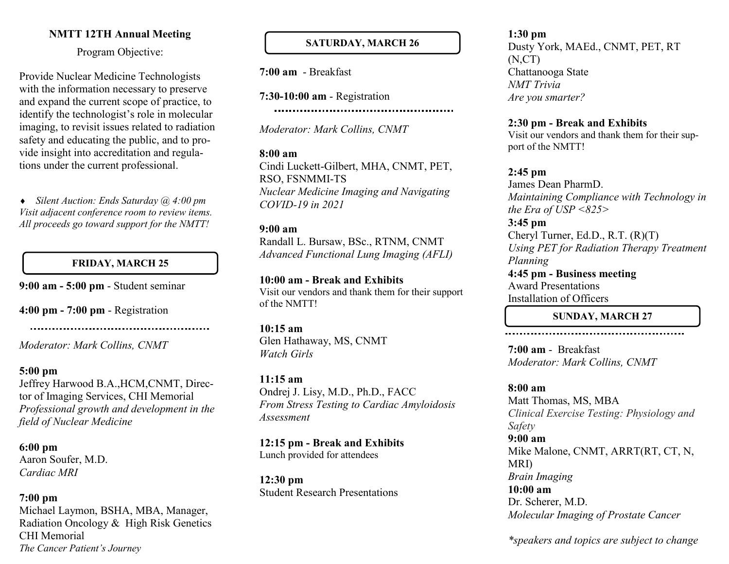**NMTT 12TH Annual Meeting**

Program Objective:

Provide Nuclear Medicine Technologists with the information necessary to preserve and expand the current scope of practice, to identify the technologist's role in molecular imaging, to revisit issues related to radiation safety and educating the public, and to provide insight into accreditation and regulations under the current professional.

- *Silent Auction: Ends Saturday @ 4:00 pm Visit adjacent conference room to review items. All proceeds go toward support for the NMTT!*

## FRIDAY, MARCH 25

**9:00 am - 5:00 pm** - Student seminar

**4:00 pm - 7:00 pm** - Registration

*Moderator: Mark Collins, CNMT*

**5:00 pm**
Jeffrey Harwood B.A.,HCM,CNMT, Director of Imaging Services, CHI Memorial
*Professional growth and development in the field of Nuclear Medicine*

**6:00 pm**
Aaron Soufer, M.D.
*Cardiac MRI*

**7:00 pm**
Michael Laymon, BSHA, MBA, Manager, Radiation Oncology & High Risk Genetics CHI Memorial
*The Cancer Patient's Journey*

## SATURDAY, MARCH 26

**7:00 am** - Breakfast

**7:30-10:00 am** - Registration

*Moderator: Mark Collins, CNMT*

**8:00 am**
Cindi Luckett-Gilbert, MHA, CNMT, PET, RSO, FSNMMI-TS
*Nuclear Medicine Imaging and Navigating COVID-19 in 2021*

**9:00 am**
Randall L. Bursaw, BSc., RTNM, CNMT
*Advanced Functional Lung Imaging (AFLI)*

**10:00 am - Break and Exhibits**
Visit our vendors and thank them for their support of the NMTT!

**10:15 am**
Glen Hathaway, MS, CNMT
*Watch Girls*

**11:15 am**
Ondrej J. Lisy, M.D., Ph.D., FACC
*From Stress Testing to Cardiac Amyloidosis Assessment*

**12:15 pm - Break and Exhibits**
Lunch provided for attendees

**12:30 pm**
Student Research Presentations

**1:30 pm**
Dusty York, MAEd., CNMT, PET, RT (N,CT)
Chattanooga State
*NMT Trivia*
*Are you smarter?*

**2:30 pm - Break and Exhibits**
Visit our vendors and thank them for their support of the NMTT!

**2:45 pm**
James Dean PharmD.
*Maintaining Compliance with Technology in the Era of USP <825>*

**3:45 pm**
Cheryl Turner, Ed.D., R.T. (R)(T)
*Using PET for Radiation Therapy Treatment Planning*

**4:45 pm - Business meeting**
Award Presentations
Installation of Officers

## SUNDAY, MARCH 27

**7:00 am** - Breakfast
*Moderator: Mark Collins, CNMT*

**8:00 am**
Matt Thomas, MS, MBA
*Clinical Exercise Testing: Physiology and Safety*

**9:00 am**
Mike Malone, CNMT, ARRT(RT, CT, N, MRI)
*Brain Imaging*

**10:00 am**
Dr. Scherer, M.D.
*Molecular Imaging of Prostate Cancer*

*\*speakers and topics are subject to change*